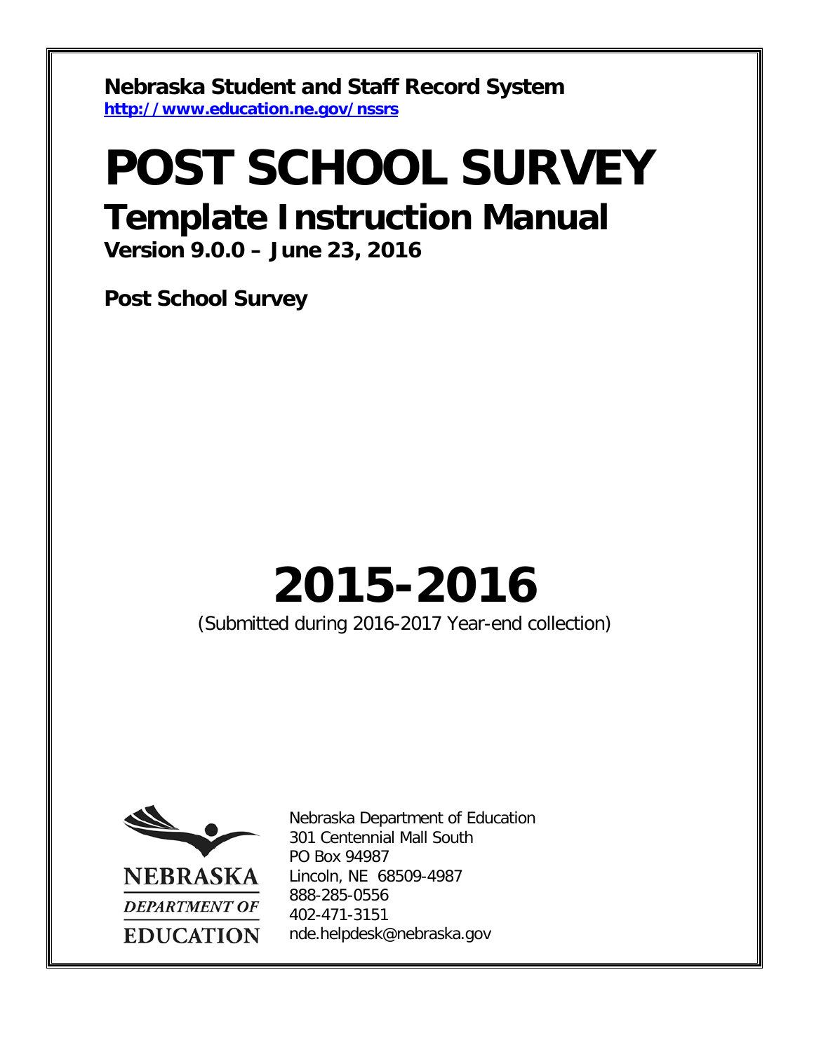**Nebraska Student and Staff Record System**
**http://www.education.ne.gov/nssrs**

# POST SCHOOL SURVEY

## Template Instruction Manual

**Version 9.0.0 – June 23, 2016**

**Post School Survey**

# 2015-2016

(Submitted during 2016-2017 Year-end collection)

NEBRASKA
DEPARTMENT OF
EDUCATION

Nebraska Department of Education
301 Centennial Mall South
PO Box 94987
Lincoln, NE 68509-4987
888-285-0556
402-471-3151
nde.helpdesk@nebraska.gov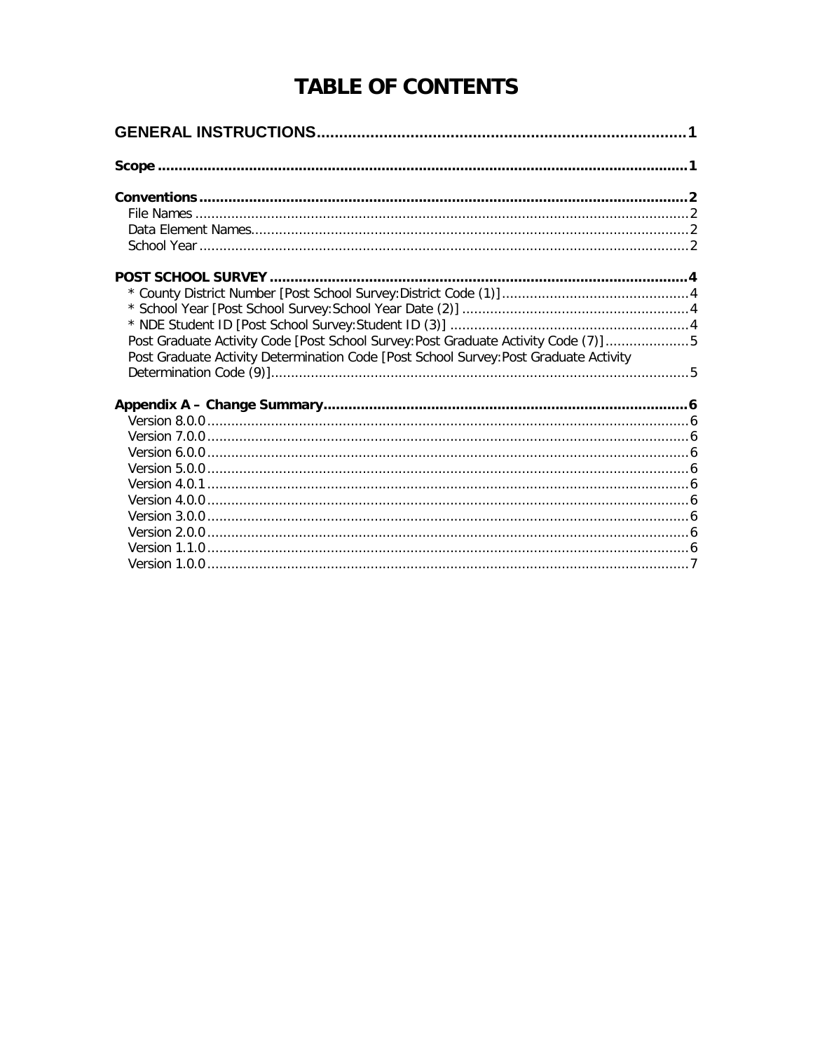# TABLE OF CONTENTS

**GENERAL INSTRUCTIONS** .......... 1

**Scope** .......... 1

**Conventions** .......... 2
- File Names .......... 2
- Data Element Names .......... 2
- School Year .......... 2

**POST SCHOOL SURVEY** .......... 4
- * County District Number [Post School Survey:District Code (1)] .......... 4
- * School Year [Post School Survey:School Year Date (2)] .......... 4
- * NDE Student ID [Post School Survey:Student ID (3)] .......... 4
- Post Graduate Activity Code [Post School Survey:Post Graduate Activity Code (7)] .......... 5
- Post Graduate Activity Determination Code [Post School Survey:Post Graduate Activity Determination Code (9)] .......... 5

**Appendix A – Change Summary** .......... 6
- Version 8.0.0 .......... 6
- Version 7.0.0 .......... 6
- Version 6.0.0 .......... 6
- Version 5.0.0 .......... 6
- Version 4.0.1 .......... 6
- Version 4.0.0 .......... 6
- Version 3.0.0 .......... 6
- Version 2.0.0 .......... 6
- Version 1.1.0 .......... 6
- Version 1.0.0 .......... 7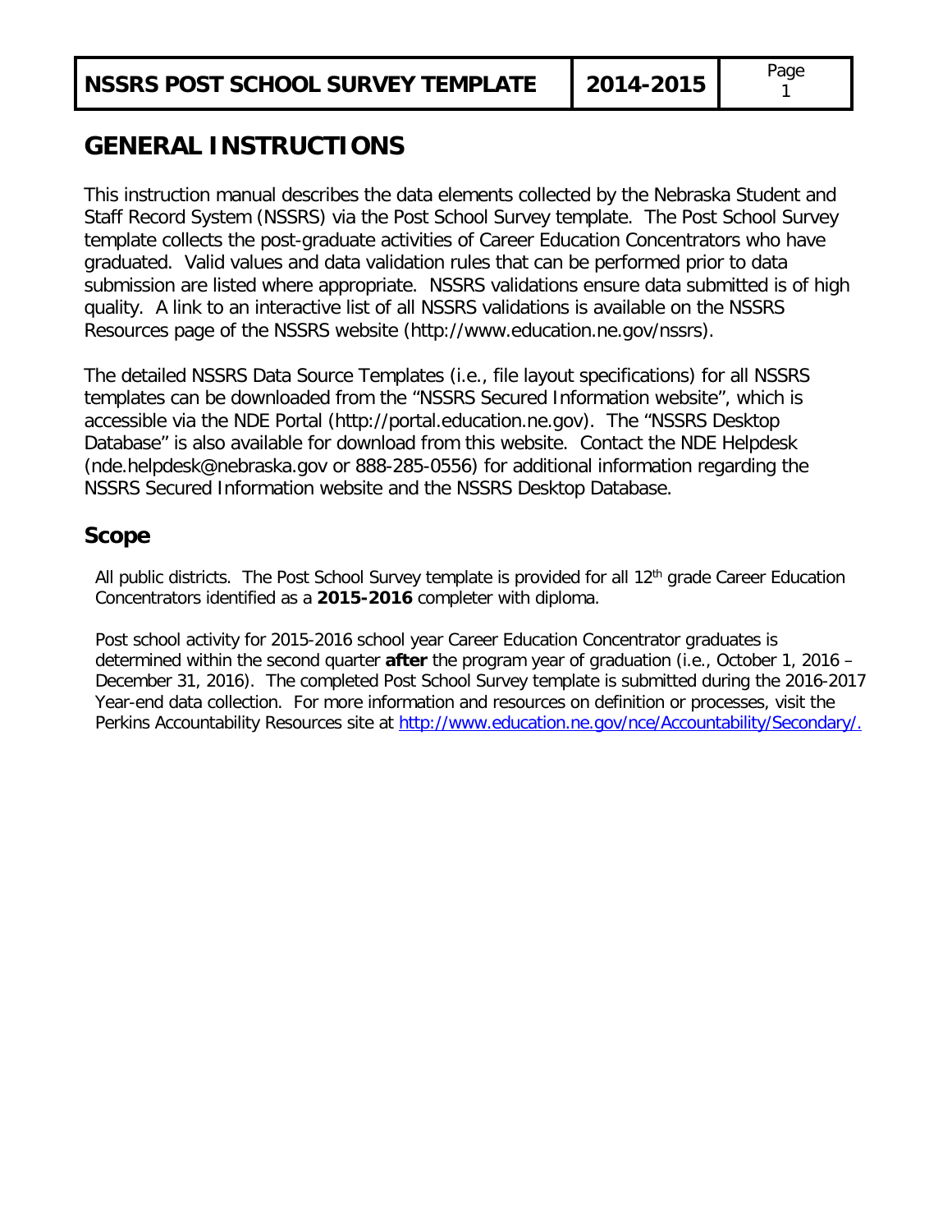# GENERAL INSTRUCTIONS

This instruction manual describes the data elements collected by the Nebraska Student and Staff Record System (NSSRS) via the Post School Survey template. The Post School Survey template collects the post-graduate activities of Career Education Concentrators who have graduated. Valid values and data validation rules that can be performed prior to data submission are listed where appropriate. NSSRS validations ensure data submitted is of high quality. A link to an interactive list of all NSSRS validations is available on the NSSRS Resources page of the NSSRS website (http://www.education.ne.gov/nssrs).

The detailed NSSRS Data Source Templates (i.e., file layout specifications) for all NSSRS templates can be downloaded from the "NSSRS Secured Information website", which is accessible via the NDE Portal (http://portal.education.ne.gov). The "NSSRS Desktop Database" is also available for download from this website. Contact the NDE Helpdesk (nde.helpdesk@nebraska.gov or 888-285-0556) for additional information regarding the NSSRS Secured Information website and the NSSRS Desktop Database.

## Scope

All public districts. The Post School Survey template is provided for all 12th grade Career Education Concentrators identified as a **2015-2016** completer with diploma.

Post school activity for 2015-2016 school year Career Education Concentrator graduates is determined within the second quarter **after** the program year of graduation (i.e., October 1, 2016 – December 31, 2016). The completed Post School Survey template is submitted during the 2016-2017 Year-end data collection. For more information and resources on definition or processes, visit the Perkins Accountability Resources site at http://www.education.ne.gov/nce/Accountability/Secondary/.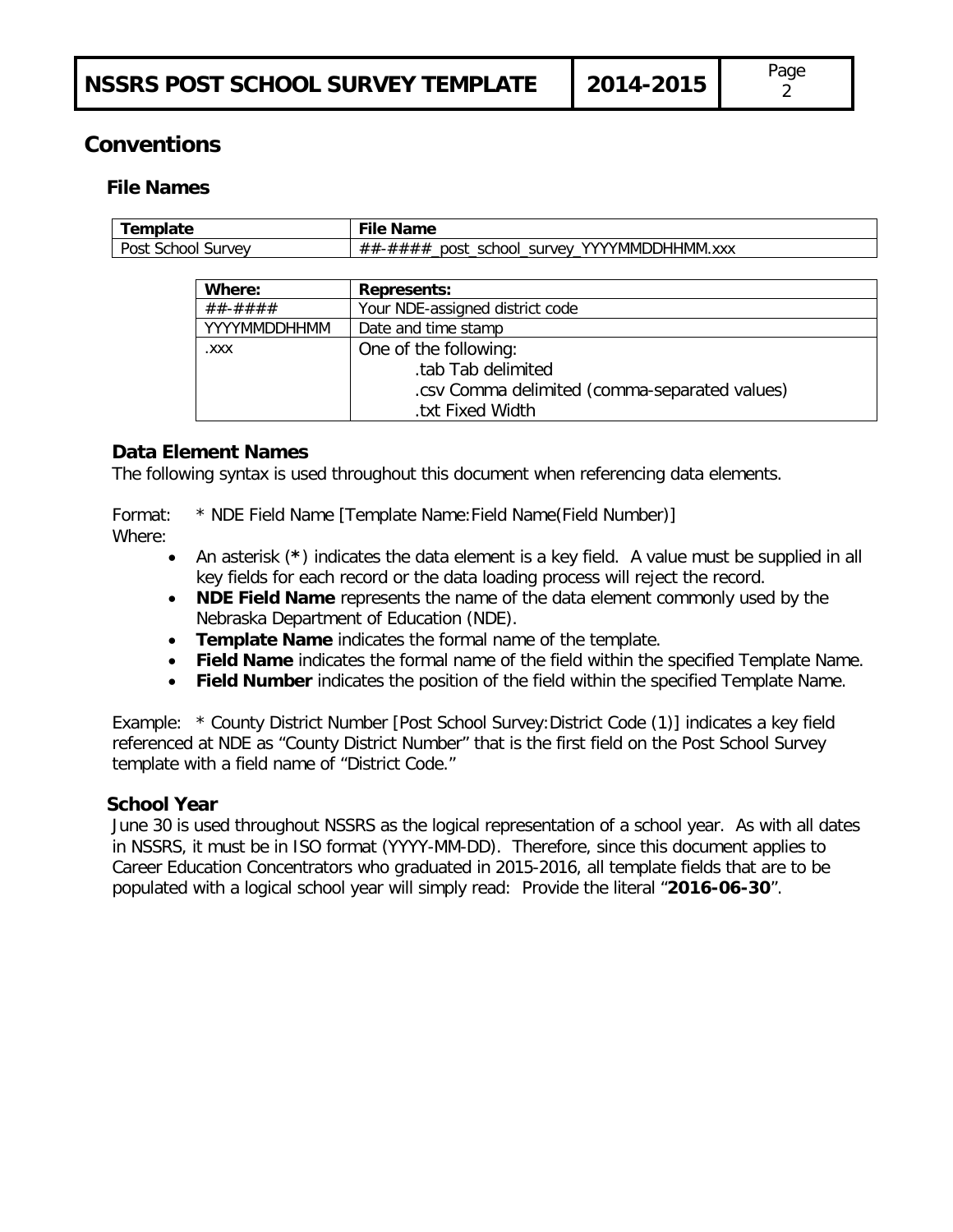# Conventions

## File Names

| Template | File Name |
| --- | --- |
| Post School Survey | ##-####_post_school_survey_YYYYMMDDHHMM.xxx |

| Where: | Represents: |
| --- | --- |
| ##-#### | Your NDE-assigned district code |
| YYYYMMDDHHMM | Date and time stamp |
| .xxx | One of the following:<br>.tab Tab delimited<br>.csv Comma delimited (comma-separated values)<br>.txt Fixed Width |

## Data Element Names

The following syntax is used throughout this document when referencing data elements.

Format: * NDE Field Name [Template Name:Field Name(Field Number)]

Where:

- An asterisk (**\***) indicates the data element is a key field. A value must be supplied in all key fields for each record or the data loading process will reject the record.
- **NDE Field Name** represents the name of the data element commonly used by the Nebraska Department of Education (NDE).
- **Template Name** indicates the formal name of the template.
- **Field Name** indicates the formal name of the field within the specified Template Name.
- **Field Number** indicates the position of the field within the specified Template Name.

Example: * County District Number [Post School Survey:District Code (1)] indicates a key field referenced at NDE as "County District Number" that is the first field on the Post School Survey template with a field name of "District Code."

## School Year

June 30 is used throughout NSSRS as the logical representation of a school year. As with all dates in NSSRS, it must be in ISO format (YYYY-MM-DD). Therefore, since this document applies to Career Education Concentrators who graduated in 2015-2016, all template fields that are to be populated with a logical school year will simply read: Provide the literal "**2016-06-30**".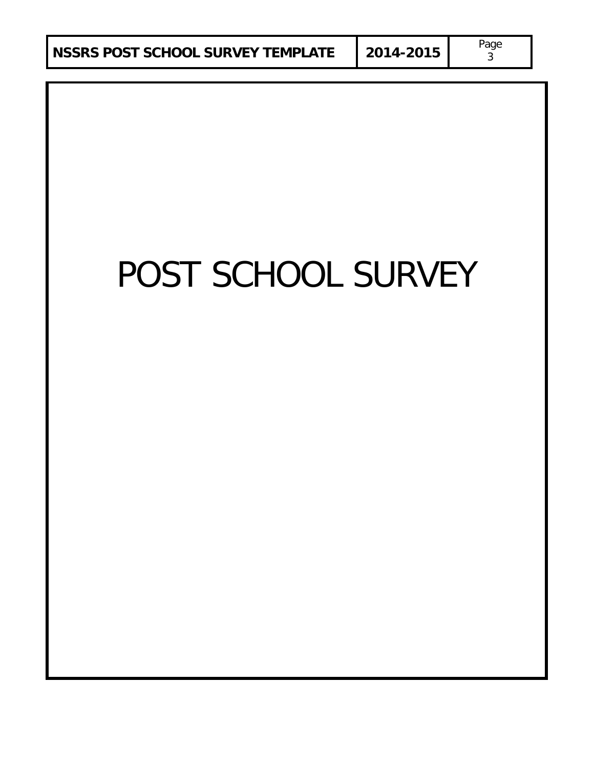# POST SCHOOL SURVEY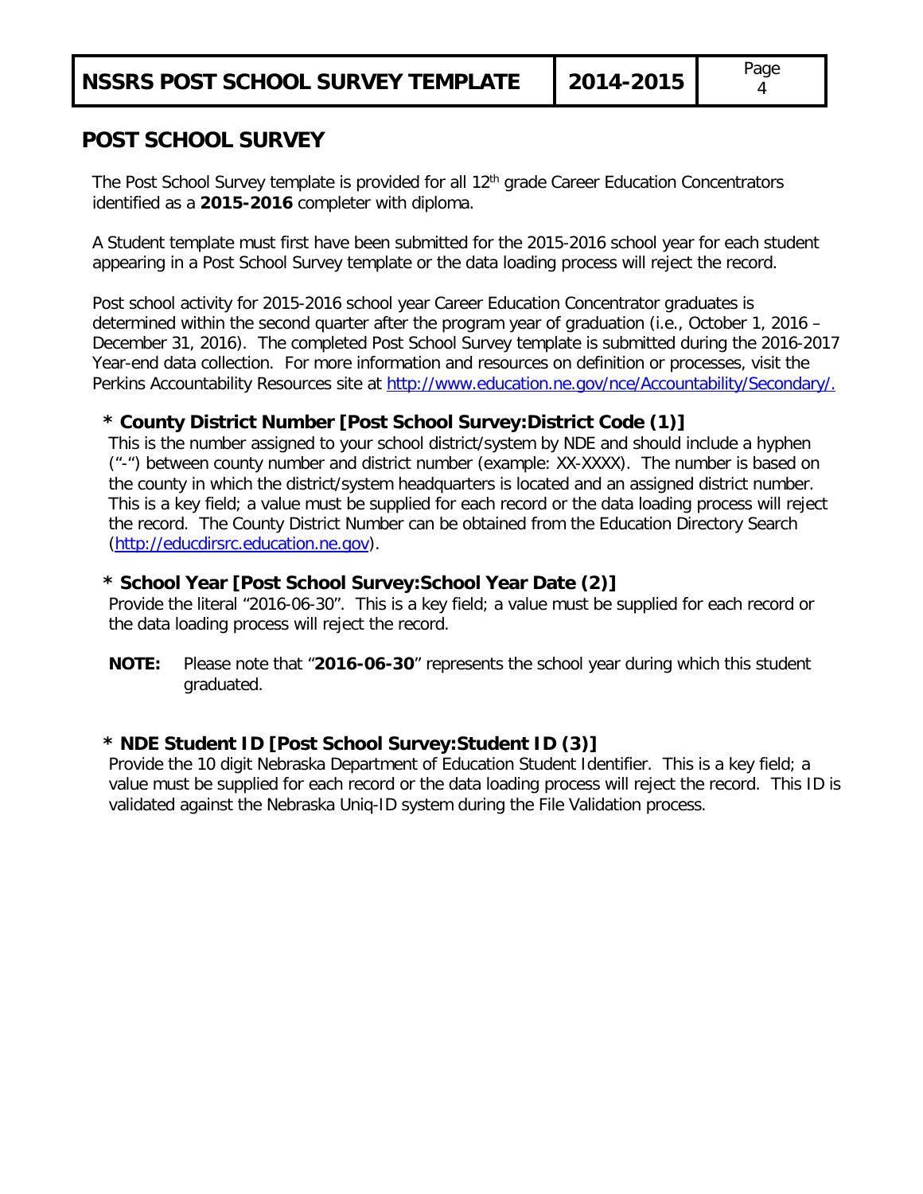## POST SCHOOL SURVEY

The Post School Survey template is provided for all 12th grade Career Education Concentrators identified as a **2015-2016** completer with diploma.

A Student template must first have been submitted for the 2015-2016 school year for each student appearing in a Post School Survey template or the data loading process will reject the record.

Post school activity for 2015-2016 school year Career Education Concentrator graduates is determined within the second quarter after the program year of graduation (i.e., October 1, 2016 – December 31, 2016). The completed Post School Survey template is submitted during the 2016-2017 Year-end data collection. For more information and resources on definition or processes, visit the Perkins Accountability Resources site at http://www.education.ne.gov/nce/Accountability/Secondary/.

### * County District Number [Post School Survey:District Code (1)]

This is the number assigned to your school district/system by NDE and should include a hyphen ("-") between county number and district number (example: XX-XXXX). The number is based on the county in which the district/system headquarters is located and an assigned district number. This is a key field; a value must be supplied for each record or the data loading process will reject the record. The County District Number can be obtained from the Education Directory Search (http://educdirsrc.education.ne.gov).

### * School Year [Post School Survey:School Year Date (2)]

Provide the literal "2016-06-30". This is a key field; a value must be supplied for each record or the data loading process will reject the record.

**NOTE:** Please note that "**2016-06-30**" represents the school year during which this student graduated.

### * NDE Student ID [Post School Survey:Student ID (3)]

Provide the 10 digit Nebraska Department of Education Student Identifier. This is a key field; a value must be supplied for each record or the data loading process will reject the record. This ID is validated against the Nebraska Uniq-ID system during the File Validation process.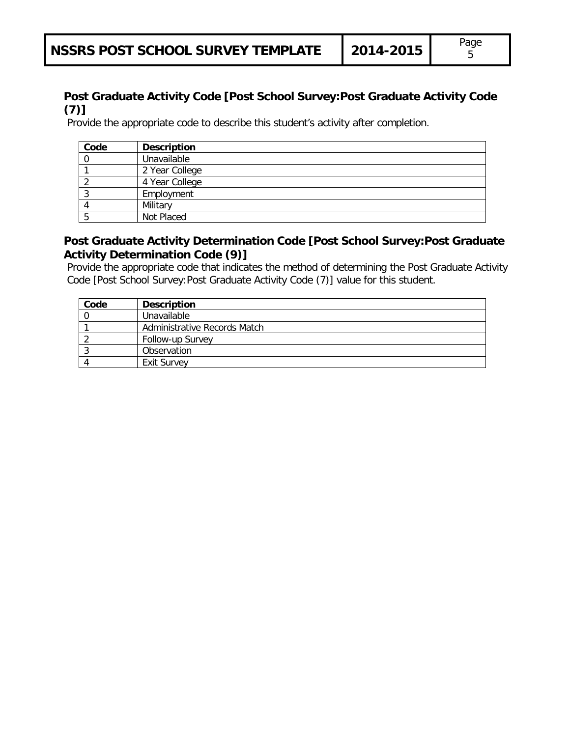## Post Graduate Activity Code [Post School Survey:Post Graduate Activity Code (7)]

Provide the appropriate code to describe this student's activity after completion.

| Code | Description |
|---|---|
| 0 | Unavailable |
| 1 | 2 Year College |
| 2 | 4 Year College |
| 3 | Employment |
| 4 | Military |
| 5 | Not Placed |

## Post Graduate Activity Determination Code [Post School Survey:Post Graduate Activity Determination Code (9)]

Provide the appropriate code that indicates the method of determining the Post Graduate Activity Code [Post School Survey:Post Graduate Activity Code (7)] value for this student.

| Code | Description |
|---|---|
| 0 | Unavailable |
| 1 | Administrative Records Match |
| 2 | Follow-up Survey |
| 3 | Observation |
| 4 | Exit Survey |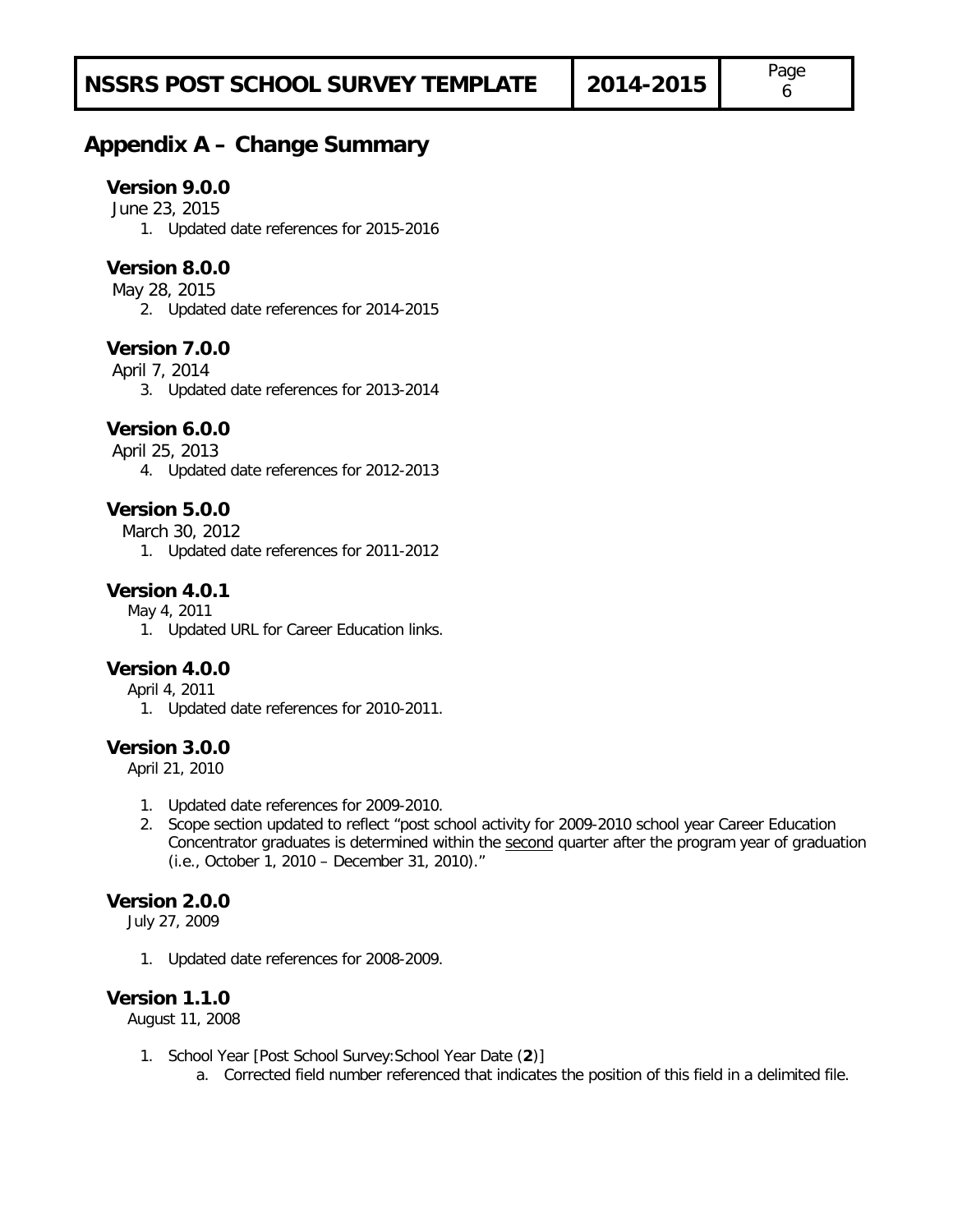## Appendix A – Change Summary

### Version 9.0.0

June 23, 2015

1. Updated date references for 2015-2016

### Version 8.0.0

May 28, 2015

2. Updated date references for 2014-2015

### Version 7.0.0

April 7, 2014

3. Updated date references for 2013-2014

### Version 6.0.0

April 25, 2013

4. Updated date references for 2012-2013

### Version 5.0.0

March 30, 2012

1. Updated date references for 2011-2012

### Version 4.0.1

May 4, 2011

1. Updated URL for Career Education links.

### Version 4.0.0

April 4, 2011

1. Updated date references for 2010-2011.

### Version 3.0.0

April 21, 2010

1. Updated date references for 2009-2010.
2. Scope section updated to reflect "post school activity for 2009-2010 school year Career Education Concentrator graduates is determined within the second quarter after the program year of graduation (i.e., October 1, 2010 – December 31, 2010)."

### Version 2.0.0

July 27, 2009

1. Updated date references for 2008-2009.

### Version 1.1.0

August 11, 2008

1. School Year [Post School Survey:School Year Date (**2**)]
   a. Corrected field number referenced that indicates the position of this field in a delimited file.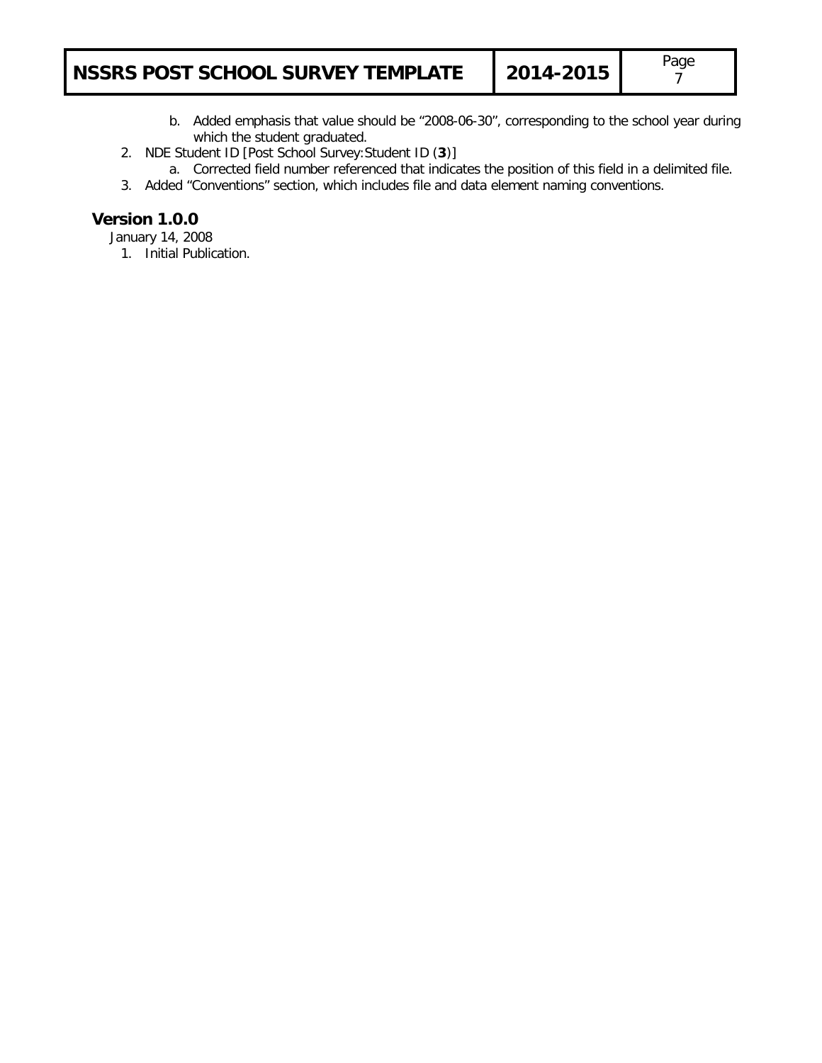b. Added emphasis that value should be "2008-06-30", corresponding to the school year during which the student graduated.
2. NDE Student ID [Post School Survey:Student ID (**3**)]
   a. Corrected field number referenced that indicates the position of this field in a delimited file.
3. Added "Conventions" section, which includes file and data element naming conventions.

### Version 1.0.0

January 14, 2008

1. Initial Publication.